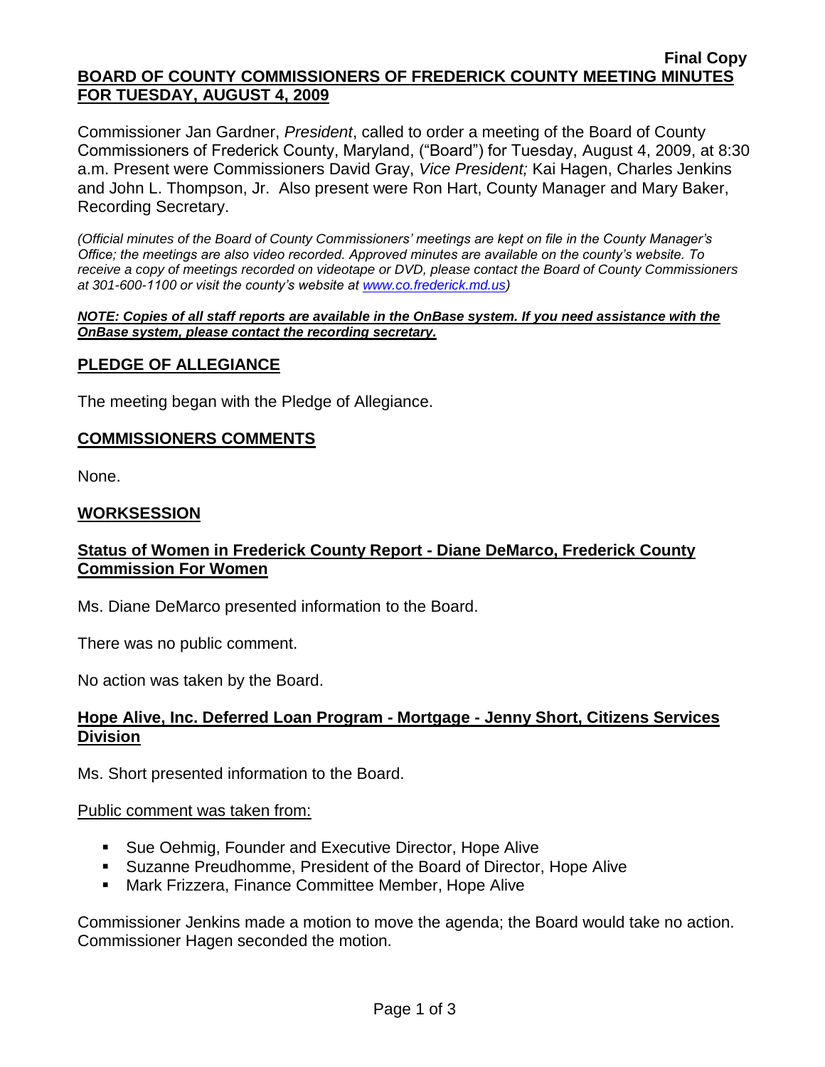Final Copy

# BOARD OF COUNTY COMMISSIONERS OF FREDERICK COUNTY MEETING MINUTES FOR TUESDAY, AUGUST 4, 2009

Commissioner Jan Gardner, *President*, called to order a meeting of the Board of County Commissioners of Frederick County, Maryland, ("Board") for Tuesday, August 4, 2009, at 8:30 a.m. Present were Commissioners David Gray, *Vice President;* Kai Hagen, Charles Jenkins and John L. Thompson, Jr. Also present were Ron Hart, County Manager and Mary Baker, Recording Secretary.

*(Official minutes of the Board of County Commissioners' meetings are kept on file in the County Manager's Office; the meetings are also video recorded. Approved minutes are available on the county's website. To receive a copy of meetings recorded on videotape or DVD, please contact the Board of County Commissioners at 301-600-1100 or visit the county's website at www.co.frederick.md.us)*

***NOTE: Copies of all staff reports are available in the OnBase system. If you need assistance with the OnBase system, please contact the recording secretary.***

## PLEDGE OF ALLEGIANCE

The meeting began with the Pledge of Allegiance.

## COMMISSIONERS COMMENTS

None.

## WORKSESSION

### Status of Women in Frederick County Report - Diane DeMarco, Frederick County Commission For Women

Ms. Diane DeMarco presented information to the Board.

There was no public comment.

No action was taken by the Board.

### Hope Alive, Inc. Deferred Loan Program - Mortgage - Jenny Short, Citizens Services Division

Ms. Short presented information to the Board.

Public comment was taken from:

- Sue Oehmig, Founder and Executive Director, Hope Alive
- Suzanne Preudhomme, President of the Board of Director, Hope Alive
- Mark Frizzera, Finance Committee Member, Hope Alive

Commissioner Jenkins made a motion to move the agenda; the Board would take no action. Commissioner Hagen seconded the motion.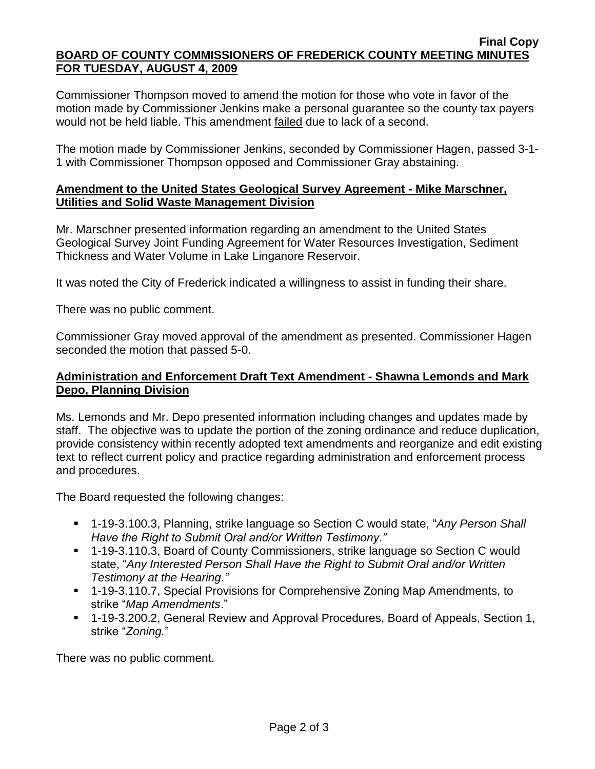Commissioner Thompson moved to amend the motion for those who vote in favor of the motion made by Commissioner Jenkins make a personal guarantee so the county tax payers would not be held liable. This amendment failed due to lack of a second.

The motion made by Commissioner Jenkins, seconded by Commissioner Hagen, passed 3-1-1 with Commissioner Thompson opposed and Commissioner Gray abstaining.

**Amendment to the United States Geological Survey Agreement - Mike Marschner, Utilities and Solid Waste Management Division**

Mr. Marschner presented information regarding an amendment to the United States Geological Survey Joint Funding Agreement for Water Resources Investigation, Sediment Thickness and Water Volume in Lake Linganore Reservoir.

It was noted the City of Frederick indicated a willingness to assist in funding their share.

There was no public comment.

Commissioner Gray moved approval of the amendment as presented. Commissioner Hagen seconded the motion that passed 5-0.

**Administration and Enforcement Draft Text Amendment - Shawna Lemonds and Mark Depo, Planning Division**

Ms. Lemonds and Mr. Depo presented information including changes and updates made by staff. The objective was to update the portion of the zoning ordinance and reduce duplication, provide consistency within recently adopted text amendments and reorganize and edit existing text to reflect current policy and practice regarding administration and enforcement process and procedures.

The Board requested the following changes:

- 1-19-3.100.3, Planning, strike language so Section C would state, "*Any Person Shall Have the Right to Submit Oral and/or Written Testimony.*"
- 1-19-3.110.3, Board of County Commissioners, strike language so Section C would state, "*Any Interested Person Shall Have the Right to Submit Oral and/or Written Testimony at the Hearing.*"
- 1-19-3.110.7, Special Provisions for Comprehensive Zoning Map Amendments, to strike "*Map Amendments*."
- 1-19-3.200.2, General Review and Approval Procedures, Board of Appeals, Section 1, strike "*Zoning.*"

There was no public comment.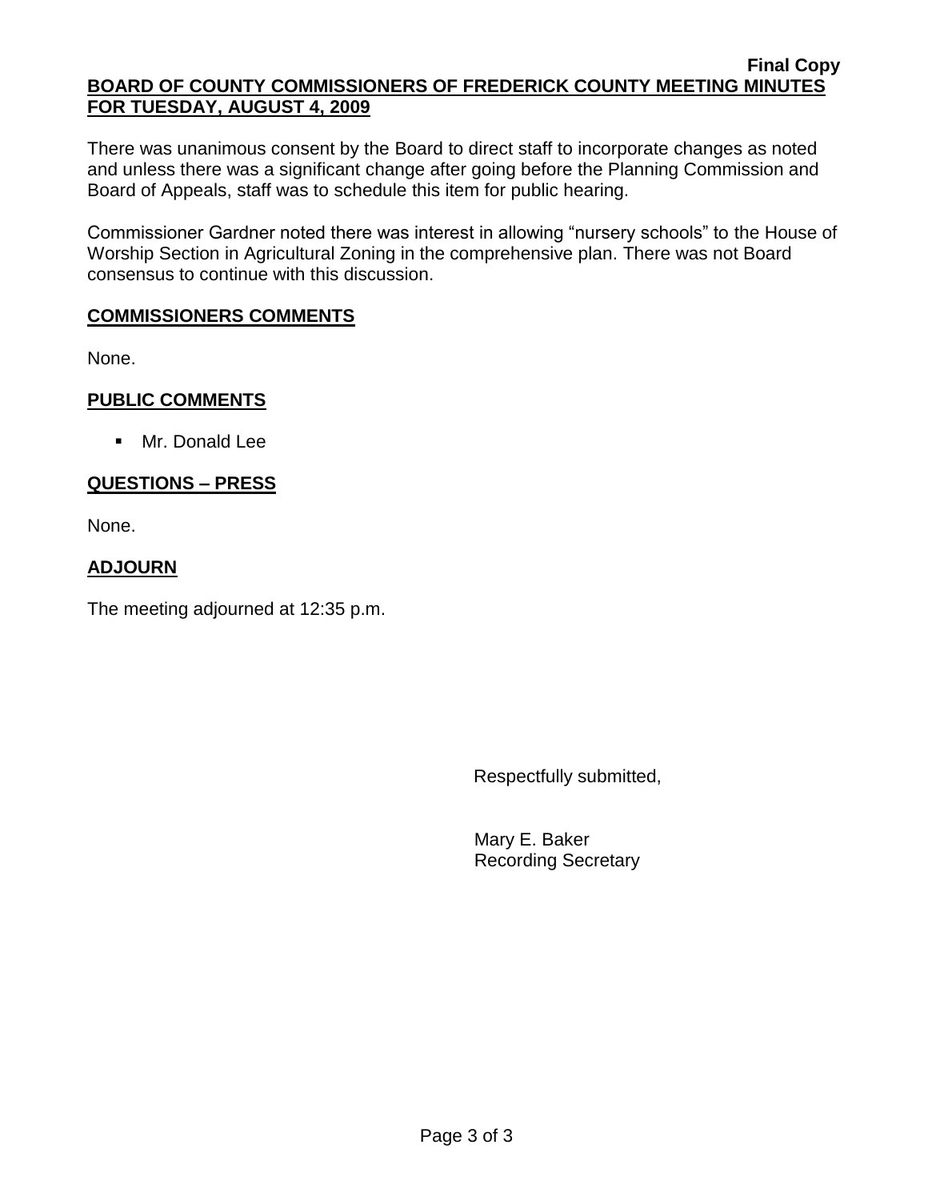There was unanimous consent by the Board to direct staff to incorporate changes as noted and unless there was a significant change after going before the Planning Commission and Board of Appeals, staff was to schedule this item for public hearing.

Commissioner Gardner noted there was interest in allowing "nursery schools" to the House of Worship Section in Agricultural Zoning in the comprehensive plan. There was not Board consensus to continue with this discussion.

## COMMISSIONERS COMMENTS

None.

## PUBLIC COMMENTS

- Mr. Donald Lee

## QUESTIONS – PRESS

None.

## ADJOURN

The meeting adjourned at 12:35 p.m.

Respectfully submitted,

Mary E. Baker
Recording Secretary